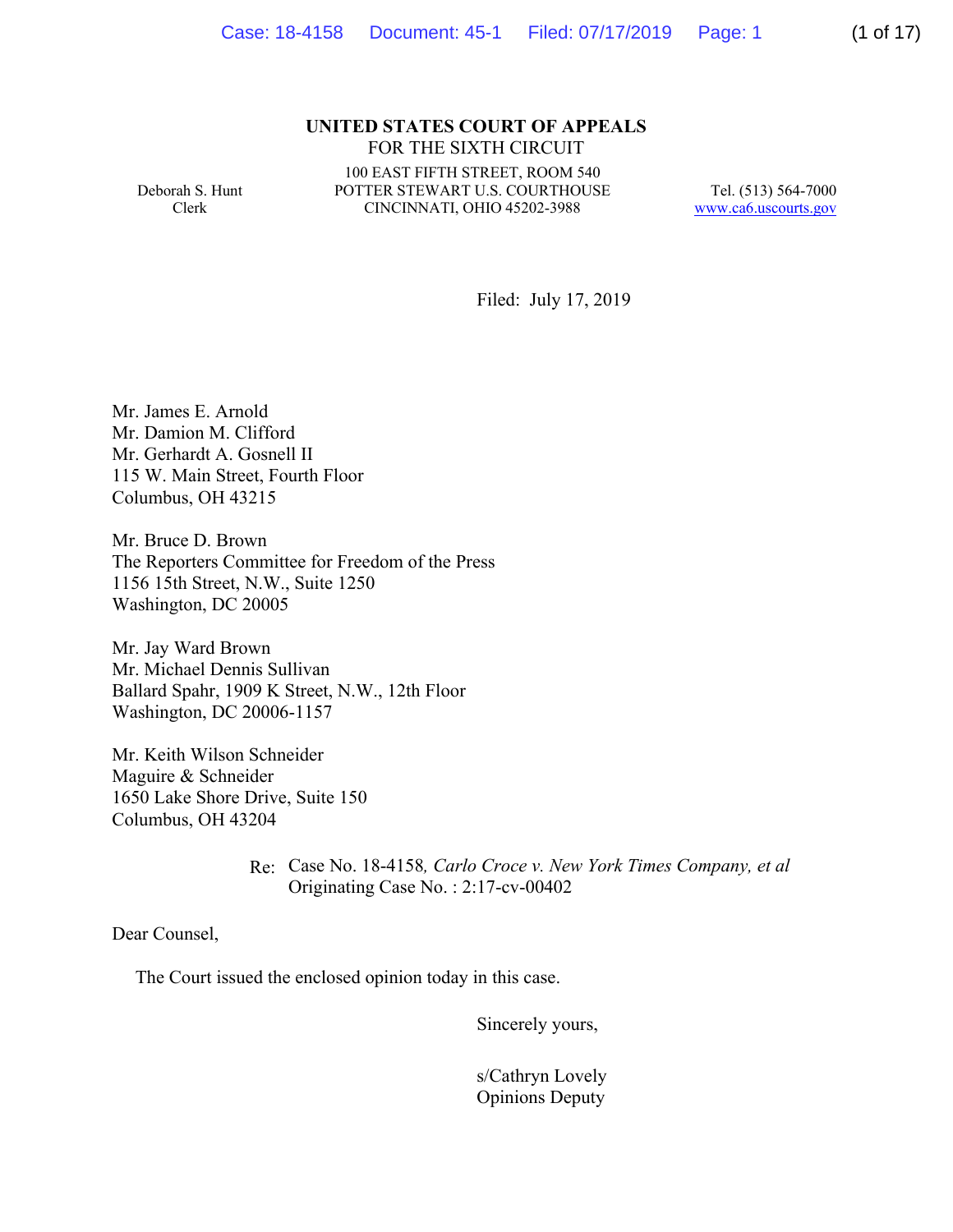**UNITED STATES COURT OF APPEALS**
FOR THE SIXTH CIRCUIT

Deborah S. Hunt
Clerk

100 EAST FIFTH STREET, ROOM 540
POTTER STEWART U.S. COURTHOUSE
CINCINNATI, OHIO 45202-3988

Tel. (513) 564-7000
www.ca6.uscourts.gov

Filed: July 17, 2019

Mr. James E. Arnold
Mr. Damion M. Clifford
Mr. Gerhardt A. Gosnell II
115 W. Main Street, Fourth Floor
Columbus, OH 43215

Mr. Bruce D. Brown
The Reporters Committee for Freedom of the Press
1156 15th Street, N.W., Suite 1250
Washington, DC 20005

Mr. Jay Ward Brown
Mr. Michael Dennis Sullivan
Ballard Spahr, 1909 K Street, N.W., 12th Floor
Washington, DC 20006-1157

Mr. Keith Wilson Schneider
Maguire & Schneider
1650 Lake Shore Drive, Suite 150
Columbus, OH 43204

Re: Case No. 18-4158*, Carlo Croce v. New York Times Company, et al*
Originating Case No. : 2:17-cv-00402

Dear Counsel,

The Court issued the enclosed opinion today in this case.

Sincerely yours,

s/Cathryn Lovely
Opinions Deputy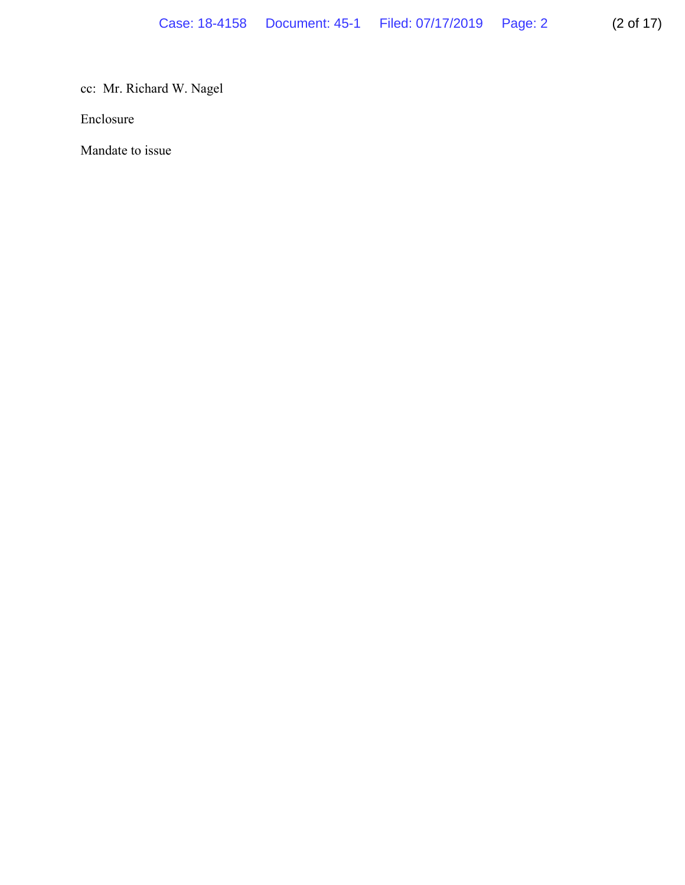cc: Mr. Richard W. Nagel

Enclosure

Mandate to issue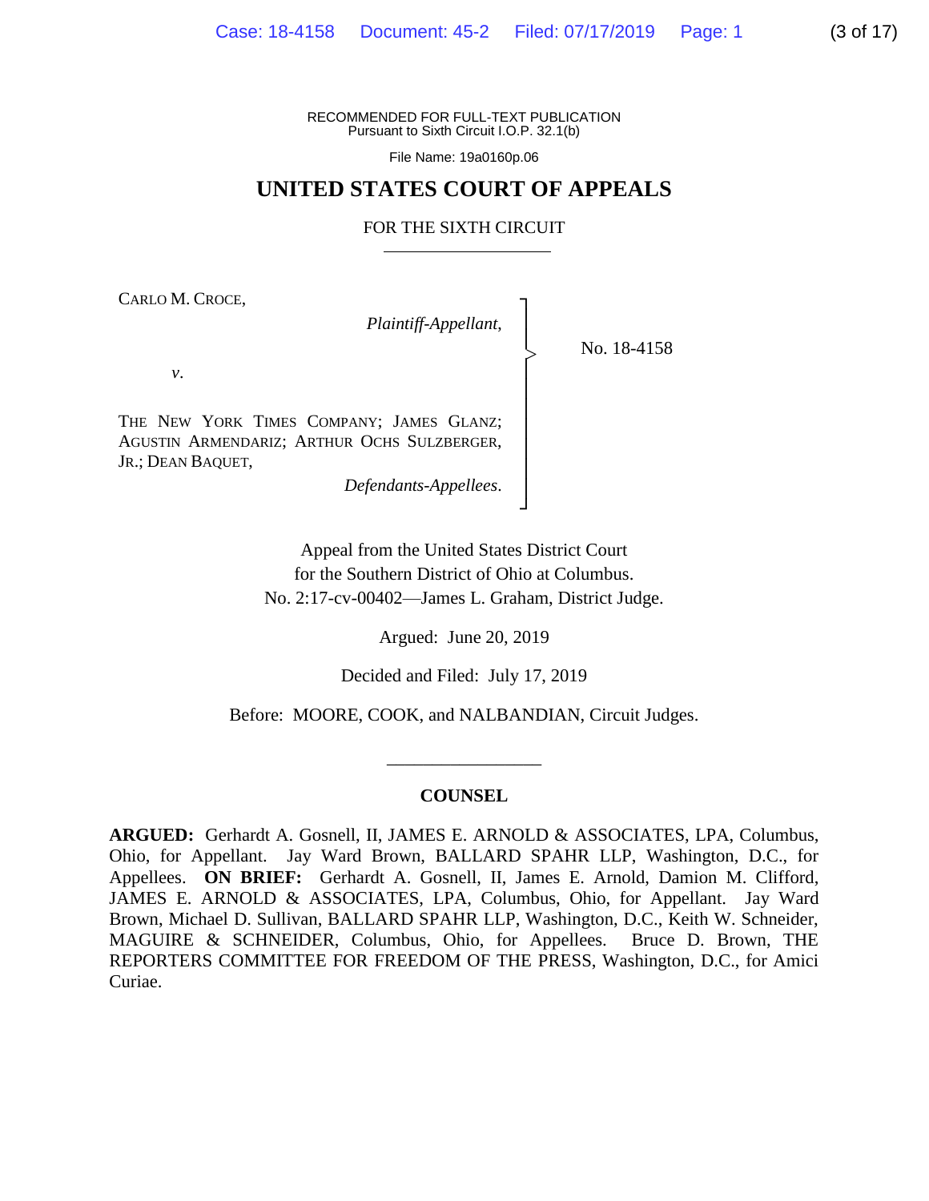RECOMMENDED FOR FULL-TEXT PUBLICATION
Pursuant to Sixth Circuit I.O.P. 32.1(b)

File Name: 19a0160p.06

# UNITED STATES COURT OF APPEALS

## FOR THE SIXTH CIRCUIT

CARLO M. CROCE,

*Plaintiff-Appellant*,

*v*.

THE NEW YORK TIMES COMPANY; JAMES GLANZ; AGUSTIN ARMENDARIZ; ARTHUR OCHS SULZBERGER, JR.; DEAN BAQUET,

*Defendants-Appellees*.

No. 18-4158

Appeal from the United States District Court for the Southern District of Ohio at Columbus.
No. 2:17-cv-00402—James L. Graham, District Judge.

Argued: June 20, 2019

Decided and Filed: July 17, 2019

Before: MOORE, COOK, and NALBANDIAN, Circuit Judges.

---

### COUNSEL

**ARGUED:** Gerhardt A. Gosnell, II, JAMES E. ARNOLD & ASSOCIATES, LPA, Columbus, Ohio, for Appellant. Jay Ward Brown, BALLARD SPAHR LLP, Washington, D.C., for Appellees. **ON BRIEF:** Gerhardt A. Gosnell, II, James E. Arnold, Damion M. Clifford, JAMES E. ARNOLD & ASSOCIATES, LPA, Columbus, Ohio, for Appellant. Jay Ward Brown, Michael D. Sullivan, BALLARD SPAHR LLP, Washington, D.C., Keith W. Schneider, MAGUIRE & SCHNEIDER, Columbus, Ohio, for Appellees. Bruce D. Brown, THE REPORTERS COMMITTEE FOR FREEDOM OF THE PRESS, Washington, D.C., for Amici Curiae.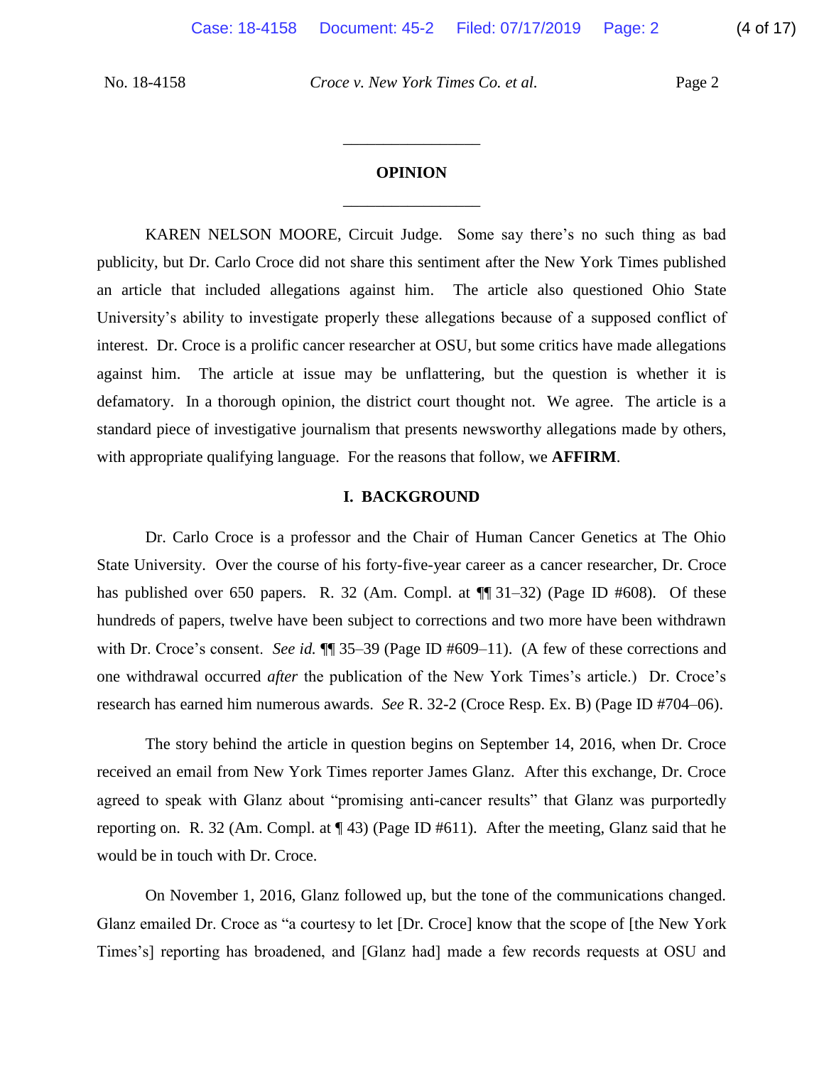## OPINION

KAREN NELSON MOORE, Circuit Judge. Some say there's no such thing as bad publicity, but Dr. Carlo Croce did not share this sentiment after the New York Times published an article that included allegations against him. The article also questioned Ohio State University's ability to investigate properly these allegations because of a supposed conflict of interest. Dr. Croce is a prolific cancer researcher at OSU, but some critics have made allegations against him. The article at issue may be unflattering, but the question is whether it is defamatory. In a thorough opinion, the district court thought not. We agree. The article is a standard piece of investigative journalism that presents newsworthy allegations made by others, with appropriate qualifying language. For the reasons that follow, we **AFFIRM**.

### I. BACKGROUND

Dr. Carlo Croce is a professor and the Chair of Human Cancer Genetics at The Ohio State University. Over the course of his forty-five-year career as a cancer researcher, Dr. Croce has published over 650 papers. R. 32 (Am. Compl. at ¶¶ 31–32) (Page ID #608). Of these hundreds of papers, twelve have been subject to corrections and two more have been withdrawn with Dr. Croce's consent. *See id.* ¶¶ 35–39 (Page ID #609–11). (A few of these corrections and one withdrawal occurred *after* the publication of the New York Times's article.) Dr. Croce's research has earned him numerous awards. *See* R. 32-2 (Croce Resp. Ex. B) (Page ID #704–06).

The story behind the article in question begins on September 14, 2016, when Dr. Croce received an email from New York Times reporter James Glanz. After this exchange, Dr. Croce agreed to speak with Glanz about "promising anti-cancer results" that Glanz was purportedly reporting on. R. 32 (Am. Compl. at ¶ 43) (Page ID #611). After the meeting, Glanz said that he would be in touch with Dr. Croce.

On November 1, 2016, Glanz followed up, but the tone of the communications changed. Glanz emailed Dr. Croce as "a courtesy to let [Dr. Croce] know that the scope of [the New York Times's] reporting has broadened, and [Glanz had] made a few records requests at OSU and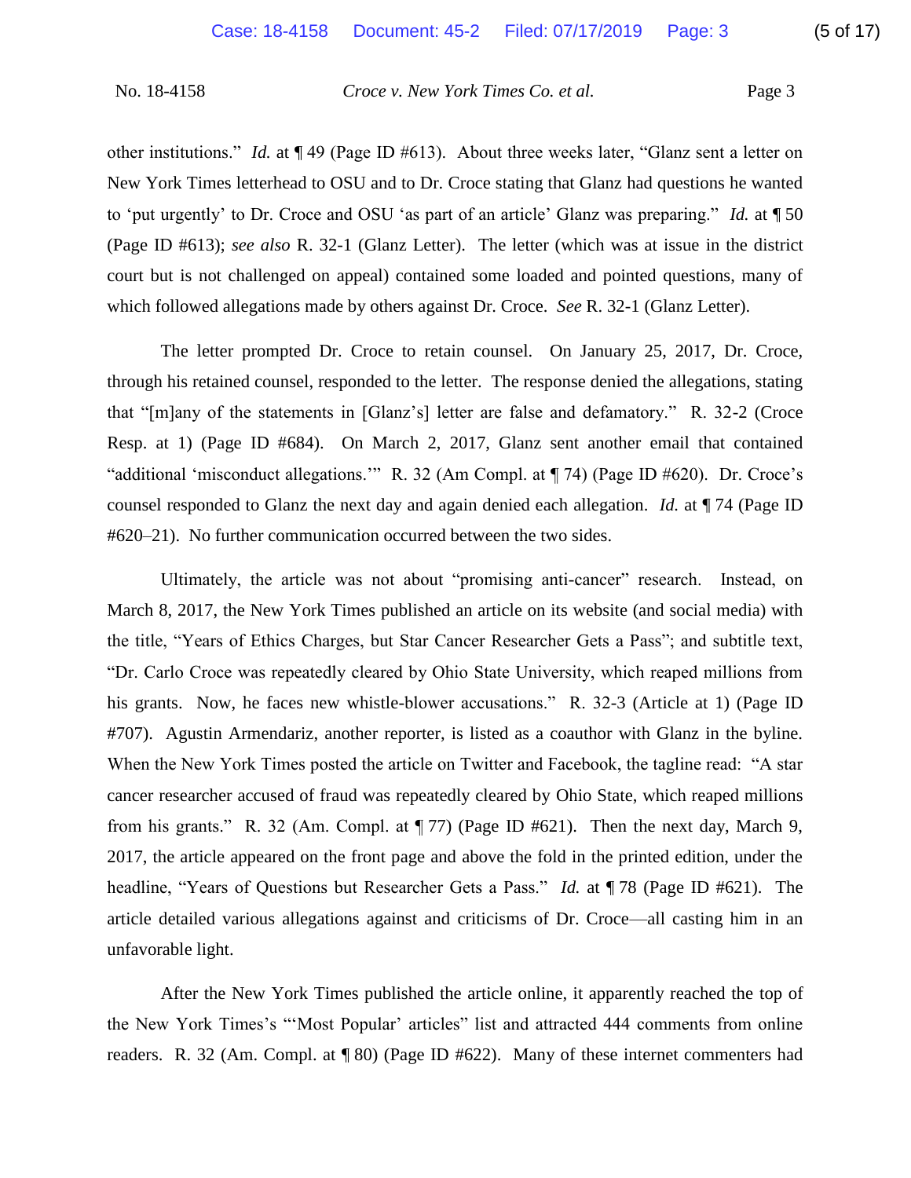other institutions." *Id.* at ¶ 49 (Page ID #613). About three weeks later, "Glanz sent a letter on New York Times letterhead to OSU and to Dr. Croce stating that Glanz had questions he wanted to 'put urgently' to Dr. Croce and OSU 'as part of an article' Glanz was preparing." *Id.* at ¶ 50 (Page ID #613); *see also* R. 32-1 (Glanz Letter). The letter (which was at issue in the district court but is not challenged on appeal) contained some loaded and pointed questions, many of which followed allegations made by others against Dr. Croce. *See* R. 32-1 (Glanz Letter).

The letter prompted Dr. Croce to retain counsel. On January 25, 2017, Dr. Croce, through his retained counsel, responded to the letter. The response denied the allegations, stating that "[m]any of the statements in [Glanz's] letter are false and defamatory." R. 32-2 (Croce Resp. at 1) (Page ID #684). On March 2, 2017, Glanz sent another email that contained "additional 'misconduct allegations.'" R. 32 (Am Compl. at ¶ 74) (Page ID #620). Dr. Croce's counsel responded to Glanz the next day and again denied each allegation. *Id.* at ¶ 74 (Page ID #620–21). No further communication occurred between the two sides.

Ultimately, the article was not about "promising anti-cancer" research. Instead, on March 8, 2017, the New York Times published an article on its website (and social media) with the title, "Years of Ethics Charges, but Star Cancer Researcher Gets a Pass"; and subtitle text, "Dr. Carlo Croce was repeatedly cleared by Ohio State University, which reaped millions from his grants. Now, he faces new whistle-blower accusations." R. 32-3 (Article at 1) (Page ID #707). Agustin Armendariz, another reporter, is listed as a coauthor with Glanz in the byline. When the New York Times posted the article on Twitter and Facebook, the tagline read: "A star cancer researcher accused of fraud was repeatedly cleared by Ohio State, which reaped millions from his grants." R. 32 (Am. Compl. at ¶ 77) (Page ID #621). Then the next day, March 9, 2017, the article appeared on the front page and above the fold in the printed edition, under the headline, "Years of Questions but Researcher Gets a Pass." *Id.* at ¶ 78 (Page ID #621). The article detailed various allegations against and criticisms of Dr. Croce—all casting him in an unfavorable light.

After the New York Times published the article online, it apparently reached the top of the New York Times's "'Most Popular' articles" list and attracted 444 comments from online readers. R. 32 (Am. Compl. at ¶ 80) (Page ID #622). Many of these internet commenters had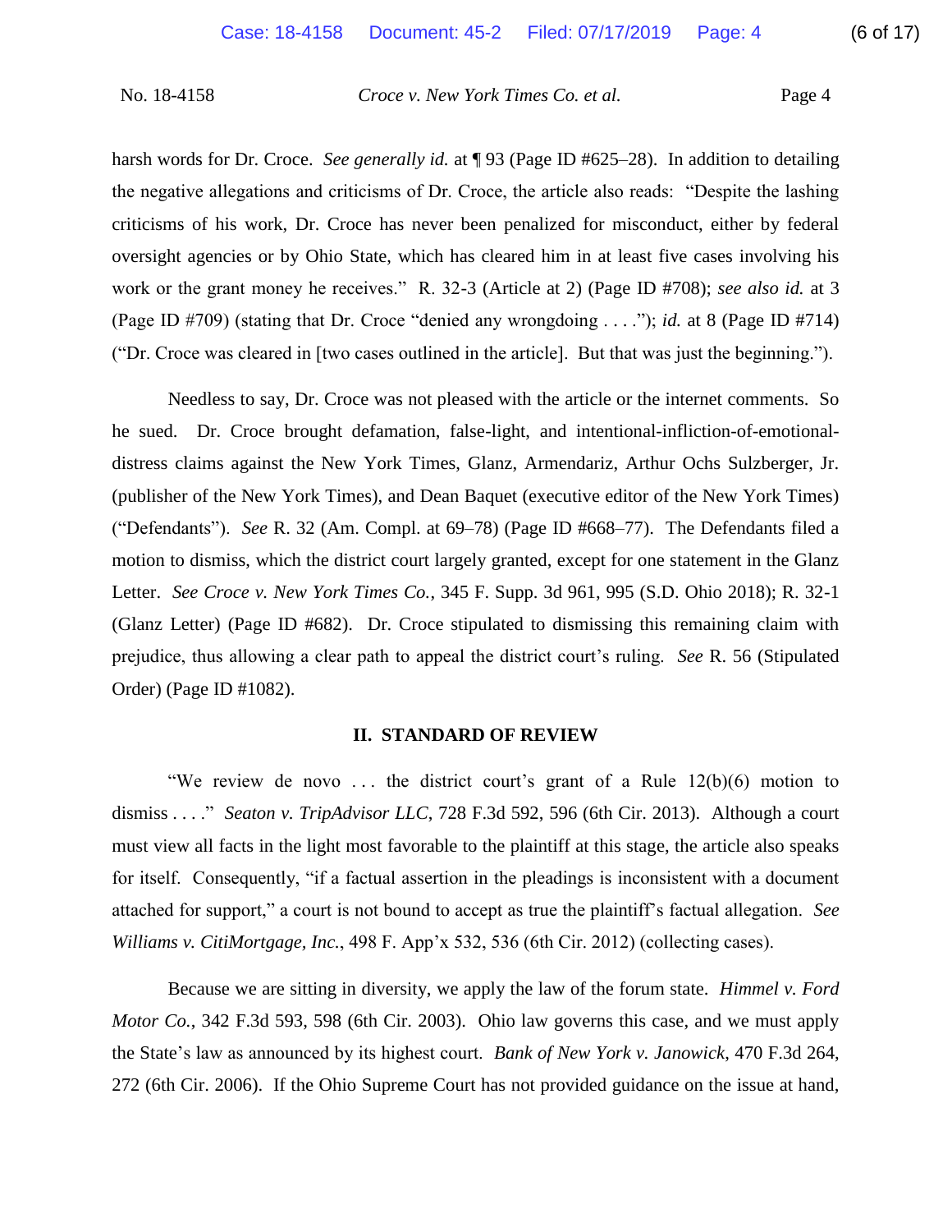harsh words for Dr. Croce. *See generally id.* at ¶ 93 (Page ID #625–28). In addition to detailing the negative allegations and criticisms of Dr. Croce, the article also reads: "Despite the lashing criticisms of his work, Dr. Croce has never been penalized for misconduct, either by federal oversight agencies or by Ohio State, which has cleared him in at least five cases involving his work or the grant money he receives." R. 32-3 (Article at 2) (Page ID #708); *see also id.* at 3 (Page ID #709) (stating that Dr. Croce "denied any wrongdoing . . . ."); *id.* at 8 (Page ID #714) ("Dr. Croce was cleared in [two cases outlined in the article]. But that was just the beginning.").

Needless to say, Dr. Croce was not pleased with the article or the internet comments. So he sued. Dr. Croce brought defamation, false-light, and intentional-infliction-of-emotional-distress claims against the New York Times, Glanz, Armendariz, Arthur Ochs Sulzberger, Jr. (publisher of the New York Times), and Dean Baquet (executive editor of the New York Times) ("Defendants"). *See* R. 32 (Am. Compl. at 69–78) (Page ID #668–77). The Defendants filed a motion to dismiss, which the district court largely granted, except for one statement in the Glanz Letter. *See Croce v. New York Times Co.*, 345 F. Supp. 3d 961, 995 (S.D. Ohio 2018); R. 32-1 (Glanz Letter) (Page ID #682). Dr. Croce stipulated to dismissing this remaining claim with prejudice, thus allowing a clear path to appeal the district court's ruling. *See* R. 56 (Stipulated Order) (Page ID #1082).

## II. STANDARD OF REVIEW

"We review de novo . . . the district court's grant of a Rule 12(b)(6) motion to dismiss . . . ." *Seaton v. TripAdvisor LLC*, 728 F.3d 592, 596 (6th Cir. 2013). Although a court must view all facts in the light most favorable to the plaintiff at this stage, the article also speaks for itself. Consequently, "if a factual assertion in the pleadings is inconsistent with a document attached for support," a court is not bound to accept as true the plaintiff's factual allegation. *See Williams v. CitiMortgage, Inc.*, 498 F. App'x 532, 536 (6th Cir. 2012) (collecting cases).

Because we are sitting in diversity, we apply the law of the forum state. *Himmel v. Ford Motor Co.*, 342 F.3d 593, 598 (6th Cir. 2003). Ohio law governs this case, and we must apply the State's law as announced by its highest court. *Bank of New York v. Janowick*, 470 F.3d 264, 272 (6th Cir. 2006). If the Ohio Supreme Court has not provided guidance on the issue at hand,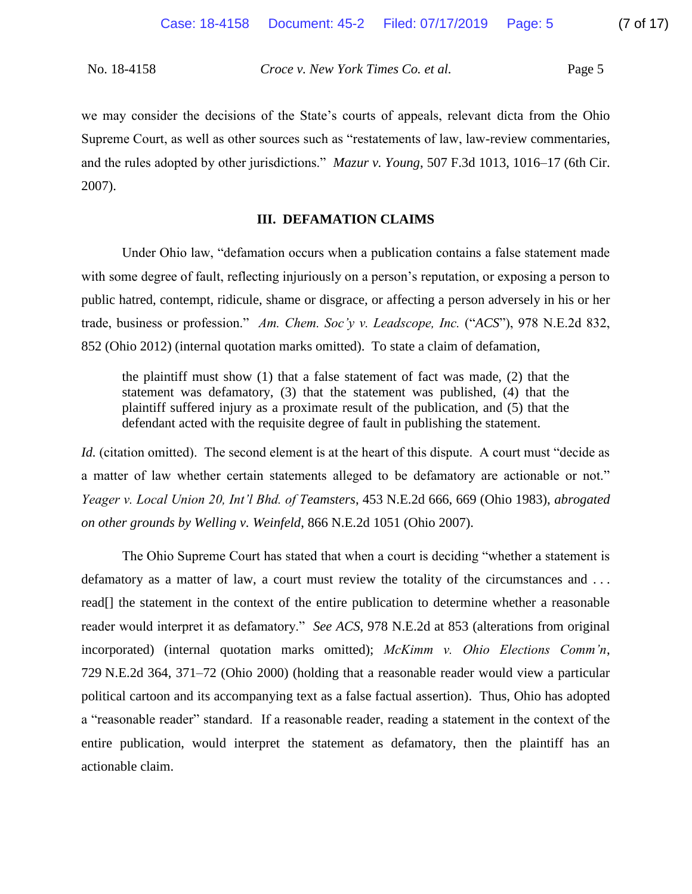we may consider the decisions of the State's courts of appeals, relevant dicta from the Ohio Supreme Court, as well as other sources such as "restatements of law, law-review commentaries, and the rules adopted by other jurisdictions." *Mazur v. Young*, 507 F.3d 1013, 1016–17 (6th Cir. 2007).

## III. DEFAMATION CLAIMS

Under Ohio law, "defamation occurs when a publication contains a false statement made with some degree of fault, reflecting injuriously on a person's reputation, or exposing a person to public hatred, contempt, ridicule, shame or disgrace, or affecting a person adversely in his or her trade, business or profession." *Am. Chem. Soc'y v. Leadscope, Inc.* ("*ACS*"), 978 N.E.2d 832, 852 (Ohio 2012) (internal quotation marks omitted). To state a claim of defamation,

> the plaintiff must show (1) that a false statement of fact was made, (2) that the statement was defamatory, (3) that the statement was published, (4) that the plaintiff suffered injury as a proximate result of the publication, and (5) that the defendant acted with the requisite degree of fault in publishing the statement.

*Id.* (citation omitted). The second element is at the heart of this dispute. A court must "decide as a matter of law whether certain statements alleged to be defamatory are actionable or not." *Yeager v. Local Union 20, Int'l Bhd. of Teamsters*, 453 N.E.2d 666, 669 (Ohio 1983), *abrogated on other grounds by Welling v. Weinfeld*, 866 N.E.2d 1051 (Ohio 2007).

The Ohio Supreme Court has stated that when a court is deciding "whether a statement is defamatory as a matter of law, a court must review the totality of the circumstances and . . . read[] the statement in the context of the entire publication to determine whether a reasonable reader would interpret it as defamatory." *See ACS*, 978 N.E.2d at 853 (alterations from original incorporated) (internal quotation marks omitted); *McKimm v. Ohio Elections Comm'n*, 729 N.E.2d 364, 371–72 (Ohio 2000) (holding that a reasonable reader would view a particular political cartoon and its accompanying text as a false factual assertion). Thus, Ohio has adopted a "reasonable reader" standard. If a reasonable reader, reading a statement in the context of the entire publication, would interpret the statement as defamatory, then the plaintiff has an actionable claim.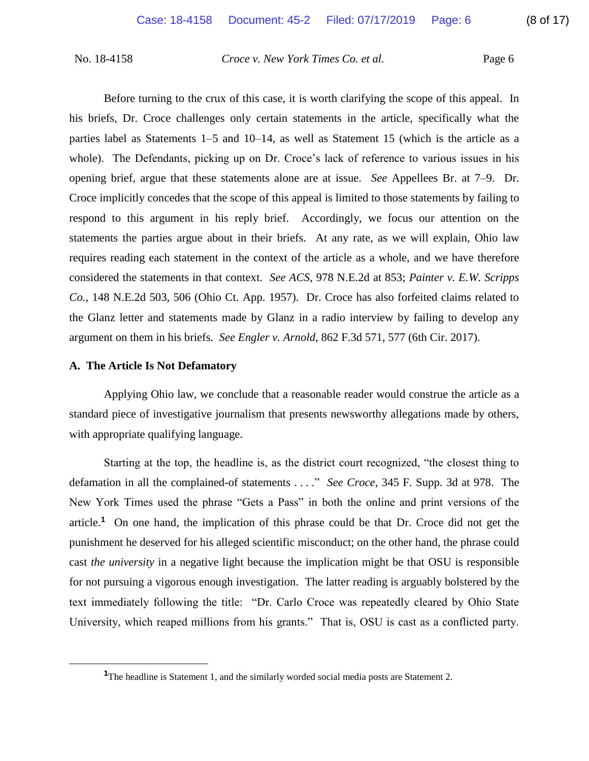Before turning to the crux of this case, it is worth clarifying the scope of this appeal. In his briefs, Dr. Croce challenges only certain statements in the article, specifically what the parties label as Statements 1–5 and 10–14, as well as Statement 15 (which is the article as a whole). The Defendants, picking up on Dr. Croce's lack of reference to various issues in his opening brief, argue that these statements alone are at issue. *See* Appellees Br. at 7–9. Dr. Croce implicitly concedes that the scope of this appeal is limited to those statements by failing to respond to this argument in his reply brief. Accordingly, we focus our attention on the statements the parties argue about in their briefs. At any rate, as we will explain, Ohio law requires reading each statement in the context of the article as a whole, and we have therefore considered the statements in that context. *See ACS*, 978 N.E.2d at 853; *Painter v. E.W. Scripps Co.*, 148 N.E.2d 503, 506 (Ohio Ct. App. 1957). Dr. Croce has also forfeited claims related to the Glanz letter and statements made by Glanz in a radio interview by failing to develop any argument on them in his briefs. *See Engler v. Arnold*, 862 F.3d 571, 577 (6th Cir. 2017).

### A. The Article Is Not Defamatory

Applying Ohio law, we conclude that a reasonable reader would construe the article as a standard piece of investigative journalism that presents newsworthy allegations made by others, with appropriate qualifying language.

Starting at the top, the headline is, as the district court recognized, "the closest thing to defamation in all the complained-of statements . . . ." *See Croce*, 345 F. Supp. 3d at 978. The New York Times used the phrase "Gets a Pass" in both the online and print versions of the article.[1] On one hand, the implication of this phrase could be that Dr. Croce did not get the punishment he deserved for his alleged scientific misconduct; on the other hand, the phrase could cast *the university* in a negative light because the implication might be that OSU is responsible for not pursuing a vigorous enough investigation. The latter reading is arguably bolstered by the text immediately following the title: "Dr. Carlo Croce was repeatedly cleared by Ohio State University, which reaped millions from his grants." That is, OSU is cast as a conflicted party.

---

[1] The headline is Statement 1, and the similarly worded social media posts are Statement 2.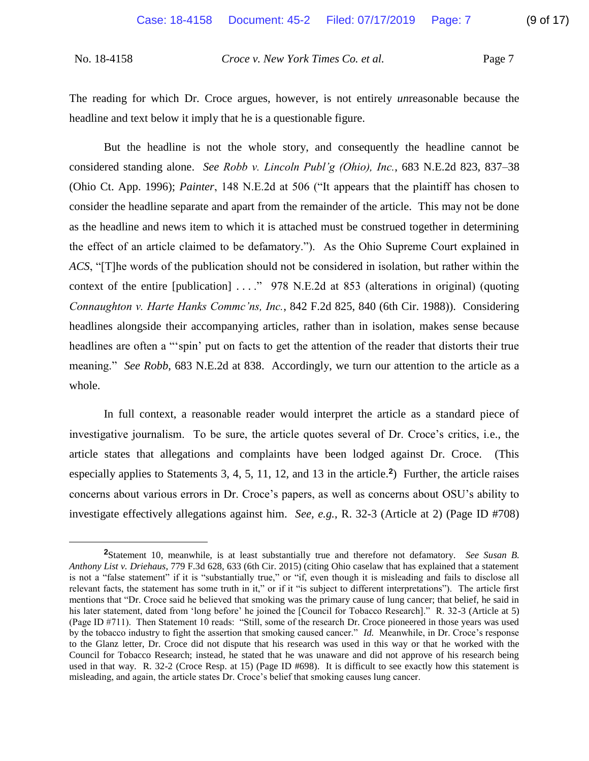The reading for which Dr. Croce argues, however, is not entirely *un*reasonable because the headline and text below it imply that he is a questionable figure.

But the headline is not the whole story, and consequently the headline cannot be considered standing alone. *See Robb v. Lincoln Publ'g (Ohio), Inc.*, 683 N.E.2d 823, 837–38 (Ohio Ct. App. 1996); *Painter*, 148 N.E.2d at 506 ("It appears that the plaintiff has chosen to consider the headline separate and apart from the remainder of the article. This may not be done as the headline and news item to which it is attached must be construed together in determining the effect of an article claimed to be defamatory."). As the Ohio Supreme Court explained in *ACS*, "[T]he words of the publication should not be considered in isolation, but rather within the context of the entire [publication] . . . ." 978 N.E.2d at 853 (alterations in original) (quoting *Connaughton v. Harte Hanks Commc'ns, Inc.*, 842 F.2d 825, 840 (6th Cir. 1988)). Considering headlines alongside their accompanying articles, rather than in isolation, makes sense because headlines are often a "'spin' put on facts to get the attention of the reader that distorts their true meaning." *See Robb*, 683 N.E.2d at 838. Accordingly, we turn our attention to the article as a whole.

In full context, a reasonable reader would interpret the article as a standard piece of investigative journalism. To be sure, the article quotes several of Dr. Croce's critics, i.e., the article states that allegations and complaints have been lodged against Dr. Croce. (This especially applies to Statements 3, 4, 5, 11, 12, and 13 in the article.[2]) Further, the article raises concerns about various errors in Dr. Croce's papers, as well as concerns about OSU's ability to investigate effectively allegations against him. *See, e.g.*, R. 32-3 (Article at 2) (Page ID #708)

---

[2]Statement 10, meanwhile, is at least substantially true and therefore not defamatory. *See Susan B. Anthony List v. Driehaus*, 779 F.3d 628, 633 (6th Cir. 2015) (citing Ohio caselaw that has explained that a statement is not a "false statement" if it is "substantially true," or "if, even though it is misleading and fails to disclose all relevant facts, the statement has some truth in it," or if it "is subject to different interpretations"). The article first mentions that "Dr. Croce said he believed that smoking was the primary cause of lung cancer; that belief, he said in his later statement, dated from 'long before' he joined the [Council for Tobacco Research]." R. 32-3 (Article at 5) (Page ID #711). Then Statement 10 reads: "Still, some of the research Dr. Croce pioneered in those years was used by the tobacco industry to fight the assertion that smoking caused cancer." *Id.* Meanwhile, in Dr. Croce's response to the Glanz letter, Dr. Croce did not dispute that his research was used in this way or that he worked with the Council for Tobacco Research; instead, he stated that he was unaware and did not approve of his research being used in that way. R. 32-2 (Croce Resp. at 15) (Page ID #698). It is difficult to see exactly how this statement is misleading, and again, the article states Dr. Croce's belief that smoking causes lung cancer.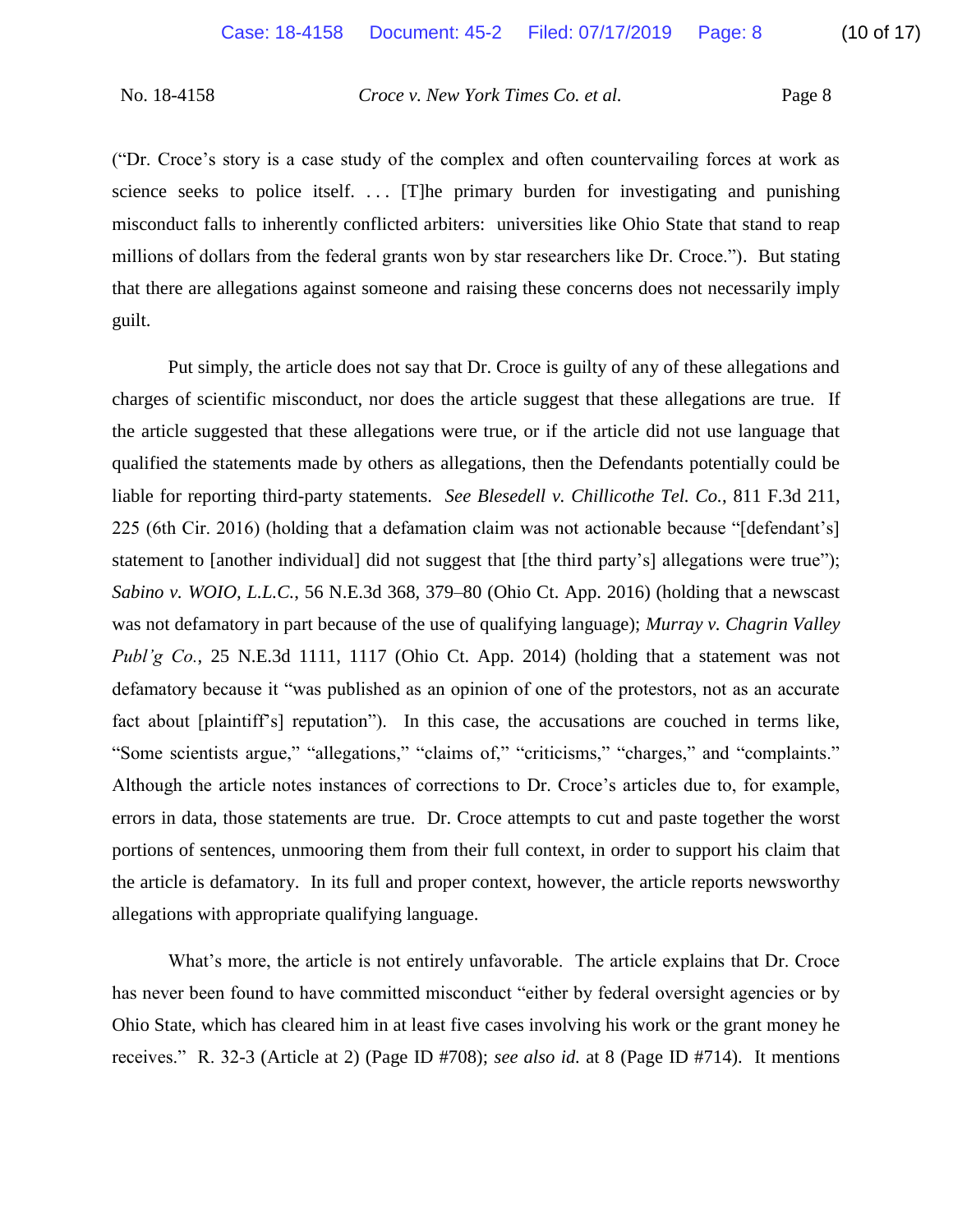("Dr. Croce's story is a case study of the complex and often countervailing forces at work as science seeks to police itself. . . . [T]he primary burden for investigating and punishing misconduct falls to inherently conflicted arbiters: universities like Ohio State that stand to reap millions of dollars from the federal grants won by star researchers like Dr. Croce."). But stating that there are allegations against someone and raising these concerns does not necessarily imply guilt.

Put simply, the article does not say that Dr. Croce is guilty of any of these allegations and charges of scientific misconduct, nor does the article suggest that these allegations are true. If the article suggested that these allegations were true, or if the article did not use language that qualified the statements made by others as allegations, then the Defendants potentially could be liable for reporting third-party statements. *See Blesedell v. Chillicothe Tel. Co.*, 811 F.3d 211, 225 (6th Cir. 2016) (holding that a defamation claim was not actionable because "[defendant's] statement to [another individual] did not suggest that [the third party's] allegations were true"); *Sabino v. WOIO, L.L.C.*, 56 N.E.3d 368, 379–80 (Ohio Ct. App. 2016) (holding that a newscast was not defamatory in part because of the use of qualifying language); *Murray v. Chagrin Valley Publ'g Co.*, 25 N.E.3d 1111, 1117 (Ohio Ct. App. 2014) (holding that a statement was not defamatory because it "was published as an opinion of one of the protestors, not as an accurate fact about [plaintiff's] reputation"). In this case, the accusations are couched in terms like, "Some scientists argue," "allegations," "claims of," "criticisms," "charges," and "complaints." Although the article notes instances of corrections to Dr. Croce's articles due to, for example, errors in data, those statements are true. Dr. Croce attempts to cut and paste together the worst portions of sentences, unmooring them from their full context, in order to support his claim that the article is defamatory. In its full and proper context, however, the article reports newsworthy allegations with appropriate qualifying language.

What's more, the article is not entirely unfavorable. The article explains that Dr. Croce has never been found to have committed misconduct "either by federal oversight agencies or by Ohio State, which has cleared him in at least five cases involving his work or the grant money he receives." R. 32-3 (Article at 2) (Page ID #708); *see also id.* at 8 (Page ID #714). It mentions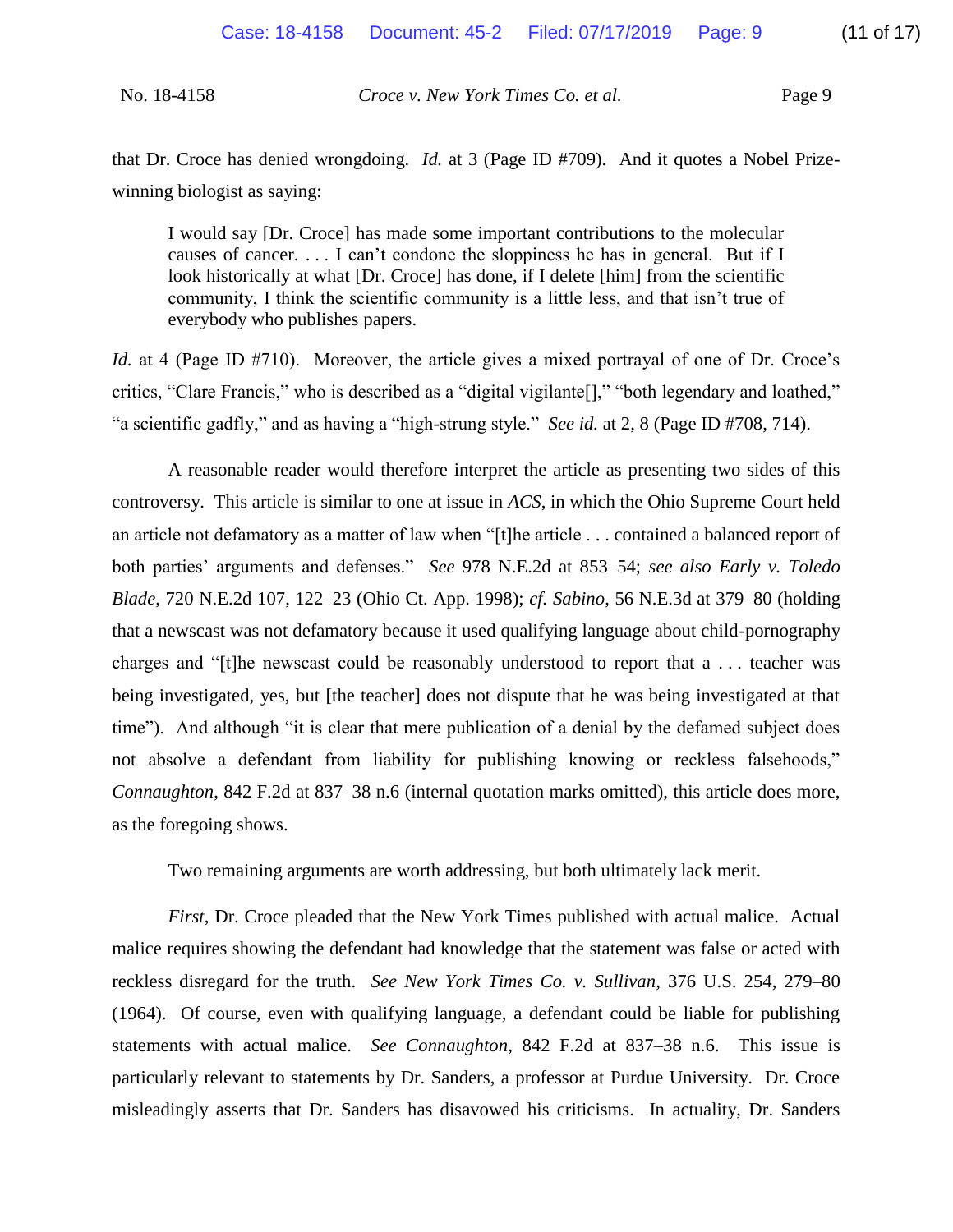that Dr. Croce has denied wrongdoing. *Id.* at 3 (Page ID #709). And it quotes a Nobel Prize-winning biologist as saying:

> I would say [Dr. Croce] has made some important contributions to the molecular causes of cancer. . . . I can't condone the sloppiness he has in general. But if I look historically at what [Dr. Croce] has done, if I delete [him] from the scientific community, I think the scientific community is a little less, and that isn't true of everybody who publishes papers.

*Id.* at 4 (Page ID #710). Moreover, the article gives a mixed portrayal of one of Dr. Croce's critics, "Clare Francis," who is described as a "digital vigilante[]," "both legendary and loathed," "a scientific gadfly," and as having a "high-strung style." *See id.* at 2, 8 (Page ID #708, 714).

A reasonable reader would therefore interpret the article as presenting two sides of this controversy. This article is similar to one at issue in *ACS*, in which the Ohio Supreme Court held an article not defamatory as a matter of law when "[t]he article . . . contained a balanced report of both parties' arguments and defenses." *See* 978 N.E.2d at 853–54; *see also Early v. Toledo Blade*, 720 N.E.2d 107, 122–23 (Ohio Ct. App. 1998); *cf. Sabino*, 56 N.E.3d at 379–80 (holding that a newscast was not defamatory because it used qualifying language about child-pornography charges and "[t]he newscast could be reasonably understood to report that a . . . teacher was being investigated, yes, but [the teacher] does not dispute that he was being investigated at that time"). And although "it is clear that mere publication of a denial by the defamed subject does not absolve a defendant from liability for publishing knowing or reckless falsehoods," *Connaughton*, 842 F.2d at 837–38 n.6 (internal quotation marks omitted), this article does more, as the foregoing shows.

Two remaining arguments are worth addressing, but both ultimately lack merit.

*First*, Dr. Croce pleaded that the New York Times published with actual malice. Actual malice requires showing the defendant had knowledge that the statement was false or acted with reckless disregard for the truth. *See New York Times Co. v. Sullivan*, 376 U.S. 254, 279–80 (1964). Of course, even with qualifying language, a defendant could be liable for publishing statements with actual malice. *See Connaughton*, 842 F.2d at 837–38 n.6. This issue is particularly relevant to statements by Dr. Sanders, a professor at Purdue University. Dr. Croce misleadingly asserts that Dr. Sanders has disavowed his criticisms. In actuality, Dr. Sanders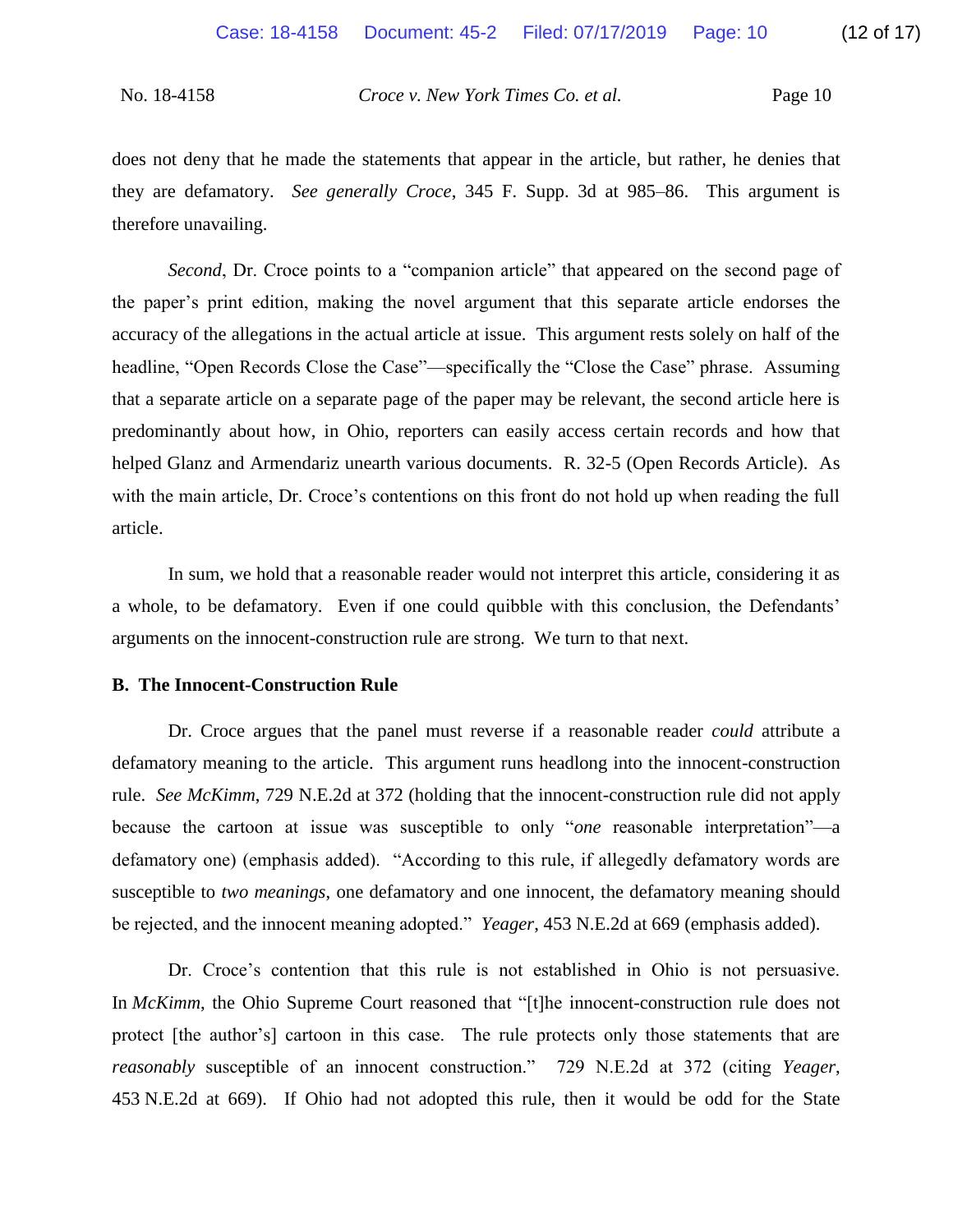does not deny that he made the statements that appear in the article, but rather, he denies that they are defamatory. *See generally Croce*, 345 F. Supp. 3d at 985–86. This argument is therefore unavailing.

*Second*, Dr. Croce points to a "companion article" that appeared on the second page of the paper's print edition, making the novel argument that this separate article endorses the accuracy of the allegations in the actual article at issue. This argument rests solely on half of the headline, "Open Records Close the Case"—specifically the "Close the Case" phrase. Assuming that a separate article on a separate page of the paper may be relevant, the second article here is predominantly about how, in Ohio, reporters can easily access certain records and how that helped Glanz and Armendariz unearth various documents. R. 32-5 (Open Records Article). As with the main article, Dr. Croce's contentions on this front do not hold up when reading the full article.

In sum, we hold that a reasonable reader would not interpret this article, considering it as a whole, to be defamatory. Even if one could quibble with this conclusion, the Defendants' arguments on the innocent-construction rule are strong. We turn to that next.

### B. The Innocent-Construction Rule

Dr. Croce argues that the panel must reverse if a reasonable reader *could* attribute a defamatory meaning to the article. This argument runs headlong into the innocent-construction rule. *See McKimm*, 729 N.E.2d at 372 (holding that the innocent-construction rule did not apply because the cartoon at issue was susceptible to only "*one* reasonable interpretation"—a defamatory one) (emphasis added). "According to this rule, if allegedly defamatory words are susceptible to *two meanings*, one defamatory and one innocent, the defamatory meaning should be rejected, and the innocent meaning adopted." *Yeager*, 453 N.E.2d at 669 (emphasis added).

Dr. Croce's contention that this rule is not established in Ohio is not persuasive. In *McKimm*, the Ohio Supreme Court reasoned that "[t]he innocent-construction rule does not protect [the author's] cartoon in this case. The rule protects only those statements that are *reasonably* susceptible of an innocent construction." 729 N.E.2d at 372 (citing *Yeager*, 453 N.E.2d at 669). If Ohio had not adopted this rule, then it would be odd for the State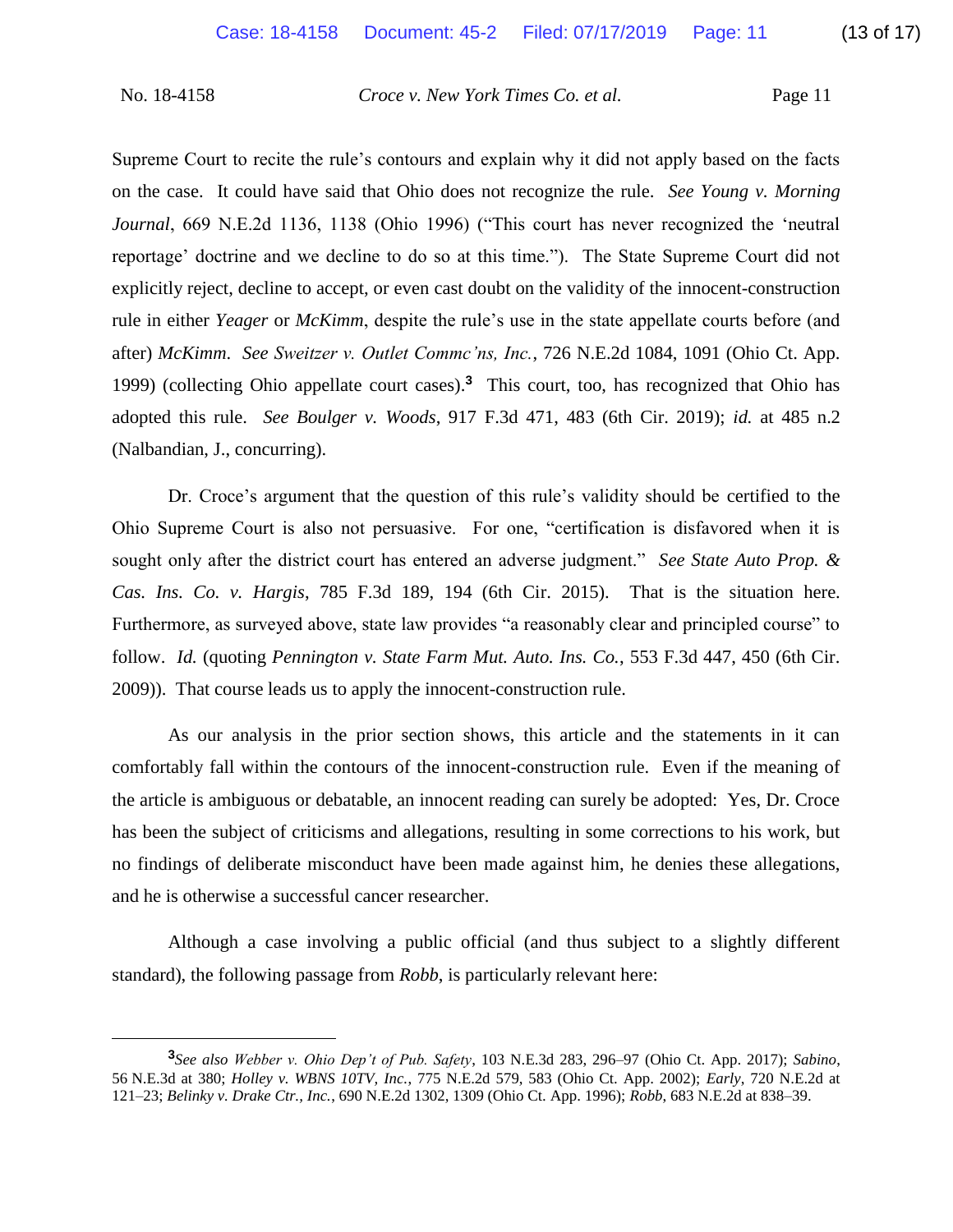Supreme Court to recite the rule's contours and explain why it did not apply based on the facts on the case. It could have said that Ohio does not recognize the rule. *See Young v. Morning Journal*, 669 N.E.2d 1136, 1138 (Ohio 1996) ("This court has never recognized the 'neutral reportage' doctrine and we decline to do so at this time."). The State Supreme Court did not explicitly reject, decline to accept, or even cast doubt on the validity of the innocent-construction rule in either *Yeager* or *McKimm*, despite the rule's use in the state appellate courts before (and after) *McKimm*. *See Sweitzer v. Outlet Commc'ns, Inc.*, 726 N.E.2d 1084, 1091 (Ohio Ct. App. 1999) (collecting Ohio appellate court cases).[3] This court, too, has recognized that Ohio has adopted this rule. *See Boulger v. Woods*, 917 F.3d 471, 483 (6th Cir. 2019); *id.* at 485 n.2 (Nalbandian, J., concurring).

Dr. Croce's argument that the question of this rule's validity should be certified to the Ohio Supreme Court is also not persuasive. For one, "certification is disfavored when it is sought only after the district court has entered an adverse judgment." *See State Auto Prop. & Cas. Ins. Co. v. Hargis*, 785 F.3d 189, 194 (6th Cir. 2015). That is the situation here. Furthermore, as surveyed above, state law provides "a reasonably clear and principled course" to follow. *Id.* (quoting *Pennington v. State Farm Mut. Auto. Ins. Co.*, 553 F.3d 447, 450 (6th Cir. 2009)). That course leads us to apply the innocent-construction rule.

As our analysis in the prior section shows, this article and the statements in it can comfortably fall within the contours of the innocent-construction rule. Even if the meaning of the article is ambiguous or debatable, an innocent reading can surely be adopted: Yes, Dr. Croce has been the subject of criticisms and allegations, resulting in some corrections to his work, but no findings of deliberate misconduct have been made against him, he denies these allegations, and he is otherwise a successful cancer researcher.

Although a case involving a public official (and thus subject to a slightly different standard), the following passage from *Robb*, is particularly relevant here:

---

[3] *See also Webber v. Ohio Dep't of Pub. Safety*, 103 N.E.3d 283, 296–97 (Ohio Ct. App. 2017); *Sabino*, 56 N.E.3d at 380; *Holley v. WBNS 10TV, Inc.*, 775 N.E.2d 579, 583 (Ohio Ct. App. 2002); *Early*, 720 N.E.2d at 121–23; *Belinky v. Drake Ctr., Inc.*, 690 N.E.2d 1302, 1309 (Ohio Ct. App. 1996); *Robb*, 683 N.E.2d at 838–39.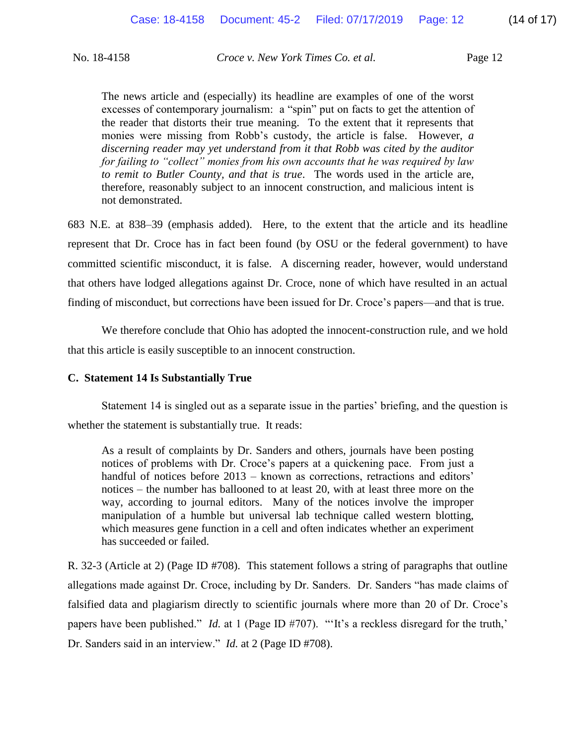> The news article and (especially) its headline are examples of one of the worst excesses of contemporary journalism: a "spin" put on facts to get the attention of the reader that distorts their true meaning. To the extent that it represents that monies were missing from Robb's custody, the article is false. However, *a discerning reader may yet understand from it that Robb was cited by the auditor for failing to "collect" monies from his own accounts that he was required by law to remit to Butler County, and that is true*. The words used in the article are, therefore, reasonably subject to an innocent construction, and malicious intent is not demonstrated.

683 N.E. at 838–39 (emphasis added). Here, to the extent that the article and its headline represent that Dr. Croce has in fact been found (by OSU or the federal government) to have committed scientific misconduct, it is false. A discerning reader, however, would understand that others have lodged allegations against Dr. Croce, none of which have resulted in an actual finding of misconduct, but corrections have been issued for Dr. Croce's papers—and that is true.

We therefore conclude that Ohio has adopted the innocent-construction rule, and we hold that this article is easily susceptible to an innocent construction.

### C. Statement 14 Is Substantially True

Statement 14 is singled out as a separate issue in the parties' briefing, and the question is whether the statement is substantially true. It reads:

> As a result of complaints by Dr. Sanders and others, journals have been posting notices of problems with Dr. Croce's papers at a quickening pace. From just a handful of notices before 2013 – known as corrections, retractions and editors' notices – the number has ballooned to at least 20, with at least three more on the way, according to journal editors. Many of the notices involve the improper manipulation of a humble but universal lab technique called western blotting, which measures gene function in a cell and often indicates whether an experiment has succeeded or failed.

R. 32-3 (Article at 2) (Page ID #708). This statement follows a string of paragraphs that outline allegations made against Dr. Croce, including by Dr. Sanders. Dr. Sanders "has made claims of falsified data and plagiarism directly to scientific journals where more than 20 of Dr. Croce's papers have been published." *Id.* at 1 (Page ID #707). "'It's a reckless disregard for the truth,' Dr. Sanders said in an interview." *Id.* at 2 (Page ID #708).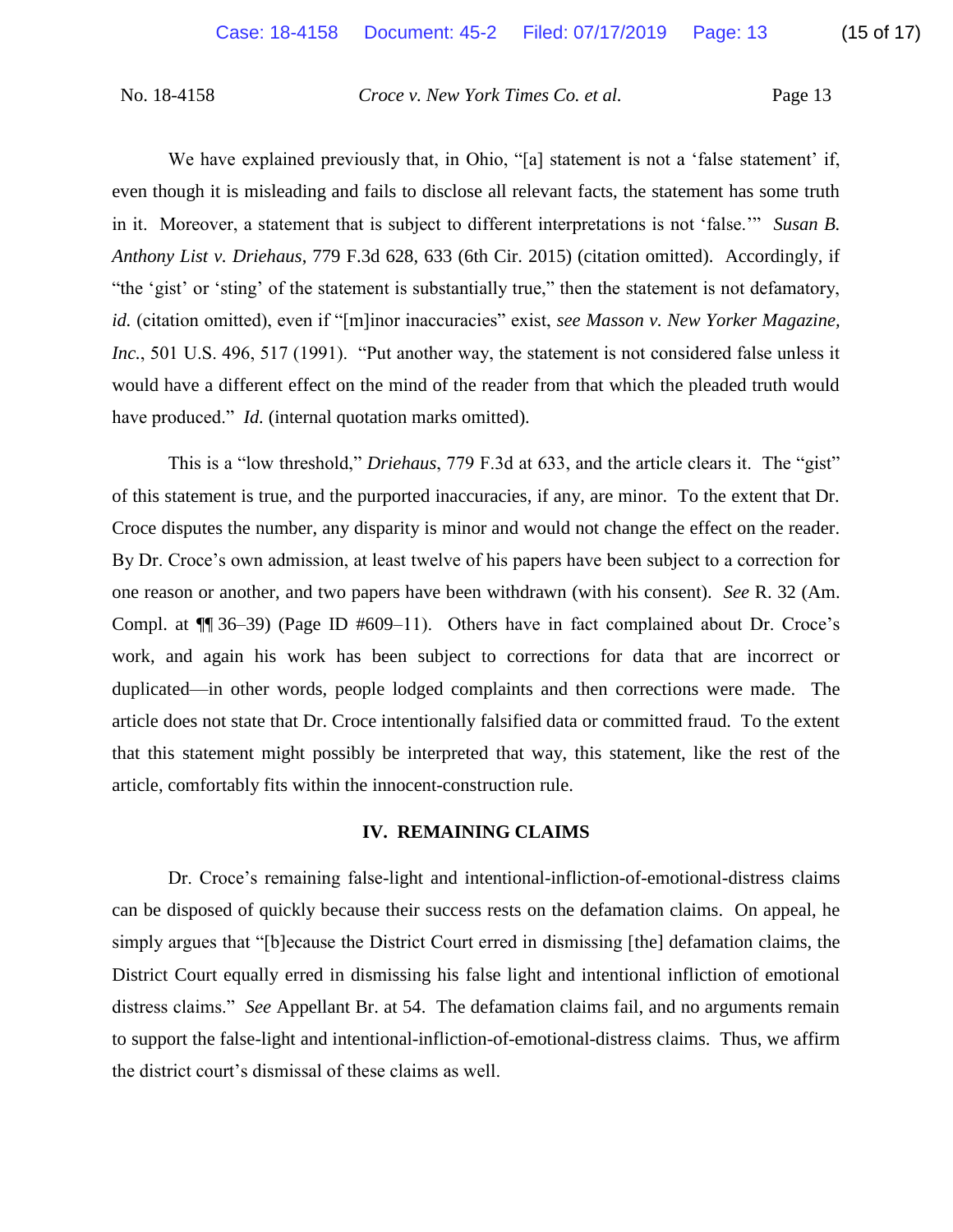We have explained previously that, in Ohio, "[a] statement is not a 'false statement' if, even though it is misleading and fails to disclose all relevant facts, the statement has some truth in it. Moreover, a statement that is subject to different interpretations is not 'false.'" *Susan B. Anthony List v. Driehaus*, 779 F.3d 628, 633 (6th Cir. 2015) (citation omitted). Accordingly, if "the 'gist' or 'sting' of the statement is substantially true," then the statement is not defamatory, *id.* (citation omitted), even if "[m]inor inaccuracies" exist, *see Masson v. New Yorker Magazine, Inc.*, 501 U.S. 496, 517 (1991). "Put another way, the statement is not considered false unless it would have a different effect on the mind of the reader from that which the pleaded truth would have produced." *Id.* (internal quotation marks omitted).

This is a "low threshold," *Driehaus*, 779 F.3d at 633, and the article clears it. The "gist" of this statement is true, and the purported inaccuracies, if any, are minor. To the extent that Dr. Croce disputes the number, any disparity is minor and would not change the effect on the reader. By Dr. Croce's own admission, at least twelve of his papers have been subject to a correction for one reason or another, and two papers have been withdrawn (with his consent). *See* R. 32 (Am. Compl. at ¶¶ 36–39) (Page ID #609–11). Others have in fact complained about Dr. Croce's work, and again his work has been subject to corrections for data that are incorrect or duplicated—in other words, people lodged complaints and then corrections were made. The article does not state that Dr. Croce intentionally falsified data or committed fraud. To the extent that this statement might possibly be interpreted that way, this statement, like the rest of the article, comfortably fits within the innocent-construction rule.

## IV. REMAINING CLAIMS

Dr. Croce's remaining false-light and intentional-infliction-of-emotional-distress claims can be disposed of quickly because their success rests on the defamation claims. On appeal, he simply argues that "[b]ecause the District Court erred in dismissing [the] defamation claims, the District Court equally erred in dismissing his false light and intentional infliction of emotional distress claims." *See* Appellant Br. at 54. The defamation claims fail, and no arguments remain to support the false-light and intentional-infliction-of-emotional-distress claims. Thus, we affirm the district court's dismissal of these claims as well.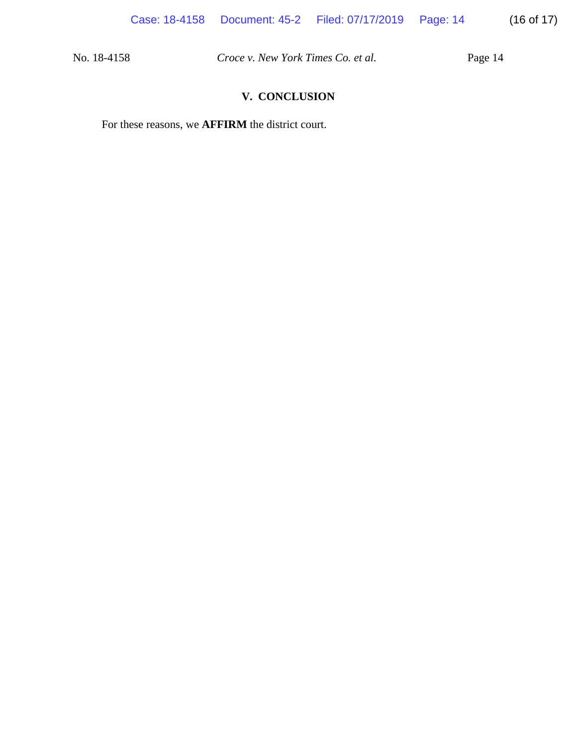## V. CONCLUSION

For these reasons, we **AFFIRM** the district court.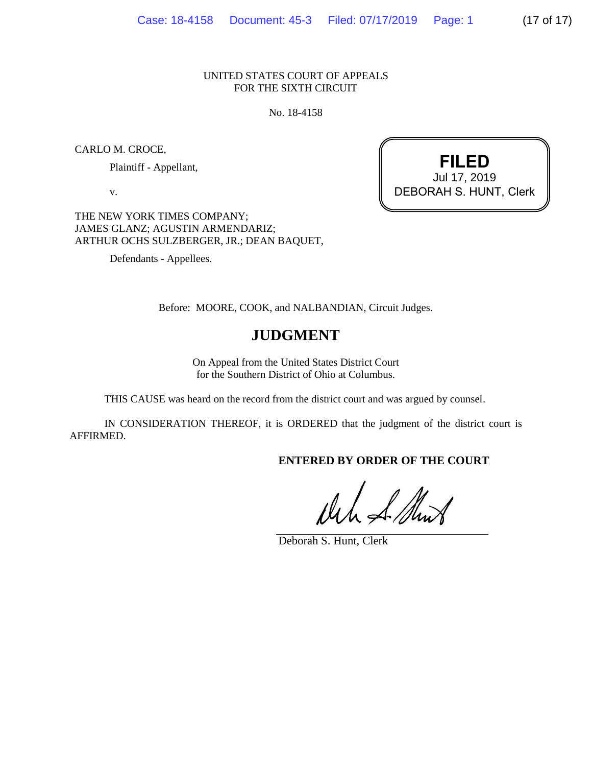UNITED STATES COURT OF APPEALS
FOR THE SIXTH CIRCUIT

No. 18-4158

CARLO M. CROCE,

Plaintiff - Appellant,

v.

THE NEW YORK TIMES COMPANY; JAMES GLANZ; AGUSTIN ARMENDARIZ; ARTHUR OCHS SULZBERGER, JR.; DEAN BAQUET,

Defendants - Appellees.

**FILED**
Jul 17, 2019
DEBORAH S. HUNT, Clerk

Before: MOORE, COOK, and NALBANDIAN, Circuit Judges.

# JUDGMENT

On Appeal from the United States District Court
for the Southern District of Ohio at Columbus.

THIS CAUSE was heard on the record from the district court and was argued by counsel.

IN CONSIDERATION THEREOF, it is ORDERED that the judgment of the district court is AFFIRMED.

**ENTERED BY ORDER OF THE COURT**

Deborah S. Hunt, Clerk